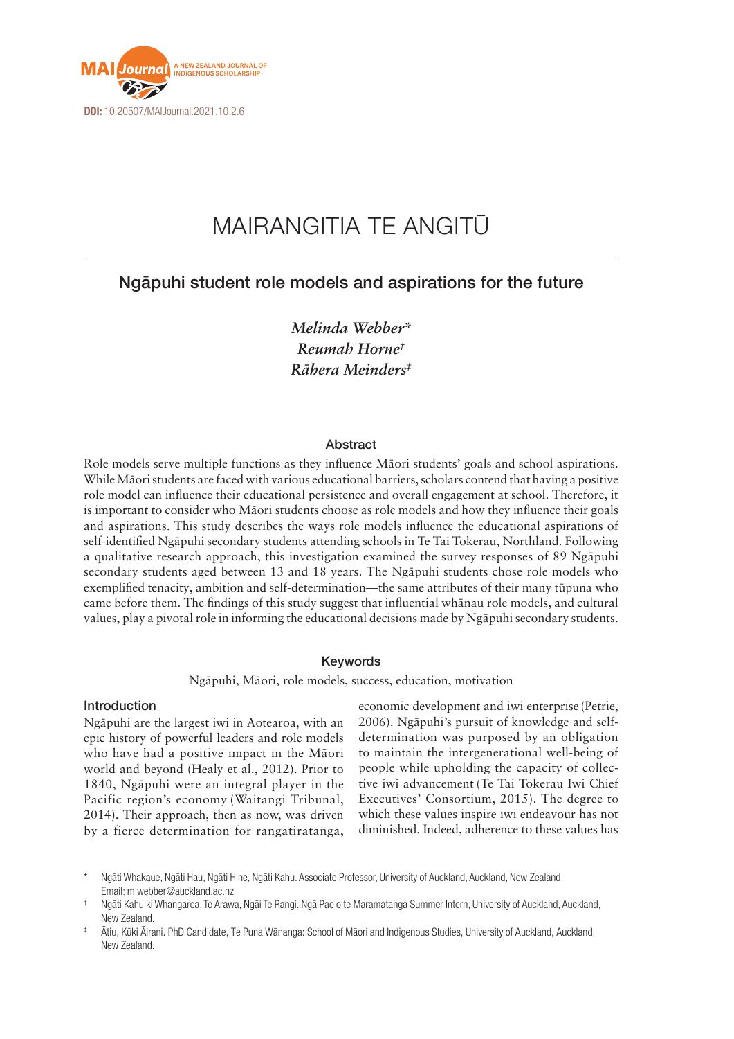MAI Journal A NEW ZEALAND JOURNAL OF INDIGENOUS SCHOLARSHIP

**DOI:** 10.20507/MAIJournal.2021.10.2.6

# MAIRANGITIA TE ANGITŪ

## Ngāpuhi student role models and aspirations for the future

*Melinda Webber*[*]
*Reumah Horne*[†]
*Rāhera Meinders*[‡]

### Abstract

Role models serve multiple functions as they influence Māori students' goals and school aspirations. While Māori students are faced with various educational barriers, scholars contend that having a positive role model can influence their educational persistence and overall engagement at school. Therefore, it is important to consider who Māori students choose as role models and how they influence their goals and aspirations. This study describes the ways role models influence the educational aspirations of self-identified Ngāpuhi secondary students attending schools in Te Tai Tokerau, Northland. Following a qualitative research approach, this investigation examined the survey responses of 89 Ngāpuhi secondary students aged between 13 and 18 years. The Ngāpuhi students chose role models who exemplified tenacity, ambition and self-determination—the same attributes of their many tūpuna who came before them. The findings of this study suggest that influential whānau role models, and cultural values, play a pivotal role in informing the educational decisions made by Ngāpuhi secondary students.

### Keywords

Ngāpuhi, Māori, role models, success, education, motivation

### Introduction

Ngāpuhi are the largest iwi in Aotearoa, with an epic history of powerful leaders and role models who have had a positive impact in the Māori world and beyond (Healy et al., 2012). Prior to 1840, Ngāpuhi were an integral player in the Pacific region's economy (Waitangi Tribunal, 2014). Their approach, then as now, was driven by a fierce determination for rangatiratanga, economic development and iwi enterprise (Petrie, 2006). Ngāpuhi's pursuit of knowledge and self-determination was purposed by an obligation to maintain the intergenerational well-being of people while upholding the capacity of collective iwi advancement (Te Tai Tokerau Iwi Chief Executives' Consortium, 2015). The degree to which these values inspire iwi endeavour has not diminished. Indeed, adherence to these values has

[*] Ngāti Whakaue, Ngāti Hau, Ngāti Hine, Ngāti Kahu. Associate Professor, University of Auckland, Auckland, New Zealand. Email: m webber@auckland.ac.nz

[†] Ngāti Kahu ki Whangaroa, Te Arawa, Ngāi Te Rangi. Ngā Pae o te Maramatanga Summer Intern, University of Auckland, Auckland, New Zealand.

[‡] Ātiu, Kūki Āirani. PhD Candidate, Te Puna Wānanga: School of Māori and Indigenous Studies, University of Auckland, Auckland, New Zealand.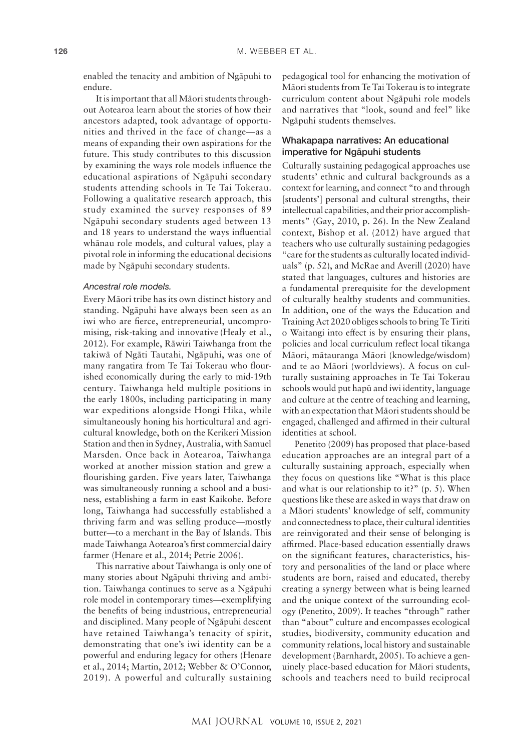enabled the tenacity and ambition of Ngāpuhi to endure.

It is important that all Māori students throughout Aotearoa learn about the stories of how their ancestors adapted, took advantage of opportunities and thrived in the face of change—as a means of expanding their own aspirations for the future. This study contributes to this discussion by examining the ways role models influence the educational aspirations of Ngāpuhi secondary students attending schools in Te Tai Tokerau. Following a qualitative research approach, this study examined the survey responses of 89 Ngāpuhi secondary students aged between 13 and 18 years to understand the ways influential whānau role models, and cultural values, play a pivotal role in informing the educational decisions made by Ngāpuhi secondary students.

### *Ancestral role models.*

Every Māori tribe has its own distinct history and standing. Ngāpuhi have always been seen as an iwi who are fierce, entrepreneurial, uncompromising, risk-taking and innovative (Healy et al., 2012). For example, Rāwiri Taiwhanga from the takiwā of Ngāti Tautahi, Ngāpuhi, was one of many rangatira from Te Tai Tokerau who flourished economically during the early to mid-19th century. Taiwhanga held multiple positions in the early 1800s, including participating in many war expeditions alongside Hongi Hika, while simultaneously honing his horticultural and agricultural knowledge, both on the Kerikeri Mission Station and then in Sydney, Australia, with Samuel Marsden. Once back in Aotearoa, Taiwhanga worked at another mission station and grew a flourishing garden. Five years later, Taiwhanga was simultaneously running a school and a business, establishing a farm in east Kaikohe. Before long, Taiwhanga had successfully established a thriving farm and was selling produce—mostly butter—to a merchant in the Bay of Islands. This made Taiwhanga Aotearoa's first commercial dairy farmer (Henare et al., 2014; Petrie 2006).

This narrative about Taiwhanga is only one of many stories about Ngāpuhi thriving and ambition. Taiwhanga continues to serve as a Ngāpuhi role model in contemporary times—exemplifying the benefits of being industrious, entrepreneurial and disciplined. Many people of Ngāpuhi descent have retained Taiwhanga's tenacity of spirit, demonstrating that one's iwi identity can be a powerful and enduring legacy for others (Henare et al., 2014; Martin, 2012; Webber & O'Connor, 2019). A powerful and culturally sustaining pedagogical tool for enhancing the motivation of Māori students from Te Tai Tokerau is to integrate curriculum content about Ngāpuhi role models and narratives that "look, sound and feel" like Ngāpuhi students themselves.

## Whakapapa narratives: An educational imperative for Ngāpuhi students

Culturally sustaining pedagogical approaches use students' ethnic and cultural backgrounds as a context for learning, and connect "to and through [students'] personal and cultural strengths, their intellectual capabilities, and their prior accomplishments" (Gay, 2010, p. 26). In the New Zealand context, Bishop et al. (2012) have argued that teachers who use culturally sustaining pedagogies "care for the students as culturally located individuals" (p. 52), and McRae and Averill (2020) have stated that languages, cultures and histories are a fundamental prerequisite for the development of culturally healthy students and communities. In addition, one of the ways the Education and Training Act 2020 obliges schools to bring Te Tiriti o Waitangi into effect is by ensuring their plans, policies and local curriculum reflect local tikanga Māori, mātauranga Māori (knowledge/wisdom) and te ao Māori (worldviews). A focus on culturally sustaining approaches in Te Tai Tokerau schools would put hapū and iwi identity, language and culture at the centre of teaching and learning, with an expectation that Māori students should be engaged, challenged and affirmed in their cultural identities at school.

Penetito (2009) has proposed that place-based education approaches are an integral part of a culturally sustaining approach, especially when they focus on questions like "What is this place and what is our relationship to it?" (p. 5). When questions like these are asked in ways that draw on a Māori students' knowledge of self, community and connectedness to place, their cultural identities are reinvigorated and their sense of belonging is affirmed. Place-based education essentially draws on the significant features, characteristics, history and personalities of the land or place where students are born, raised and educated, thereby creating a synergy between what is being learned and the unique context of the surrounding ecology (Penetito, 2009). It teaches "through" rather than "about" culture and encompasses ecological studies, biodiversity, community education and community relations, local history and sustainable development (Barnhardt, 2005). To achieve a genuinely place-based education for Māori students, schools and teachers need to build reciprocal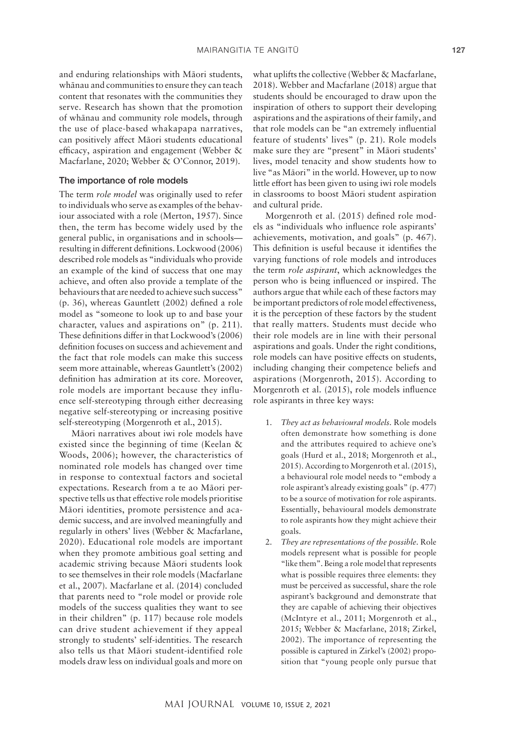and enduring relationships with Māori students, whānau and communities to ensure they can teach content that resonates with the communities they serve. Research has shown that the promotion of whānau and community role models, through the use of place-based whakapapa narratives, can positively affect Māori students educational efficacy, aspiration and engagement (Webber & Macfarlane, 2020; Webber & O'Connor, 2019).

### The importance of role models

The term *role model* was originally used to refer to individuals who serve as examples of the behaviour associated with a role (Merton, 1957). Since then, the term has become widely used by the general public, in organisations and in schools—resulting in different definitions. Lockwood (2006) described role models as "individuals who provide an example of the kind of success that one may achieve, and often also provide a template of the behaviours that are needed to achieve such success" (p. 36), whereas Gauntlett (2002) defined a role model as "someone to look up to and base your character, values and aspirations on" (p. 211). These definitions differ in that Lockwood's (2006) definition focuses on success and achievement and the fact that role models can make this success seem more attainable, whereas Gauntlett's (2002) definition has admiration at its core. Moreover, role models are important because they influence self-stereotyping through either decreasing negative self-stereotyping or increasing positive self-stereotyping (Morgenroth et al., 2015).

Māori narratives about iwi role models have existed since the beginning of time (Keelan & Woods, 2006); however, the characteristics of nominated role models has changed over time in response to contextual factors and societal expectations. Research from a te ao Māori perspective tells us that effective role models prioritise Māori identities, promote persistence and academic success, and are involved meaningfully and regularly in others' lives (Webber & Macfarlane, 2020). Educational role models are important when they promote ambitious goal setting and academic striving because Māori students look to see themselves in their role models (Macfarlane et al., 2007). Macfarlane et al. (2014) concluded that parents need to "role model or provide role models of the success qualities they want to see in their children" (p. 117) because role models can drive student achievement if they appeal strongly to students' self-identities. The research also tells us that Māori student-identified role models draw less on individual goals and more on what uplifts the collective (Webber & Macfarlane, 2018). Webber and Macfarlane (2018) argue that students should be encouraged to draw upon the inspiration of others to support their developing aspirations and the aspirations of their family, and that role models can be "an extremely influential feature of students' lives" (p. 21). Role models make sure they are "present" in Māori students' lives, model tenacity and show students how to live "as Māori" in the world. However, up to now little effort has been given to using iwi role models in classrooms to boost Māori student aspiration and cultural pride.

Morgenroth et al. (2015) defined role models as "individuals who influence role aspirants' achievements, motivation, and goals" (p. 467). This definition is useful because it identifies the varying functions of role models and introduces the term *role aspirant*, which acknowledges the person who is being influenced or inspired. The authors argue that while each of these factors may be important predictors of role model effectiveness, it is the perception of these factors by the student that really matters. Students must decide who their role models are in line with their personal aspirations and goals. Under the right conditions, role models can have positive effects on students, including changing their competence beliefs and aspirations (Morgenroth, 2015). According to Morgenroth et al. (2015), role models influence role aspirants in three key ways:

1. *They act as behavioural models.* Role models often demonstrate how something is done and the attributes required to achieve one's goals (Hurd et al., 2018; Morgenroth et al., 2015). According to Morgenroth et al. (2015), a behavioural role model needs to "embody a role aspirant's already existing goals" (p. 477) to be a source of motivation for role aspirants. Essentially, behavioural models demonstrate to role aspirants how they might achieve their goals.
2. *They are representations of the possible.* Role models represent what is possible for people "like them". Being a role model that represents what is possible requires three elements: they must be perceived as successful, share the role aspirant's background and demonstrate that they are capable of achieving their objectives (McIntyre et al., 2011; Morgenroth et al., 2015; Webber & Macfarlane, 2018; Zirkel, 2002). The importance of representing the possible is captured in Zirkel's (2002) proposition that "young people only pursue that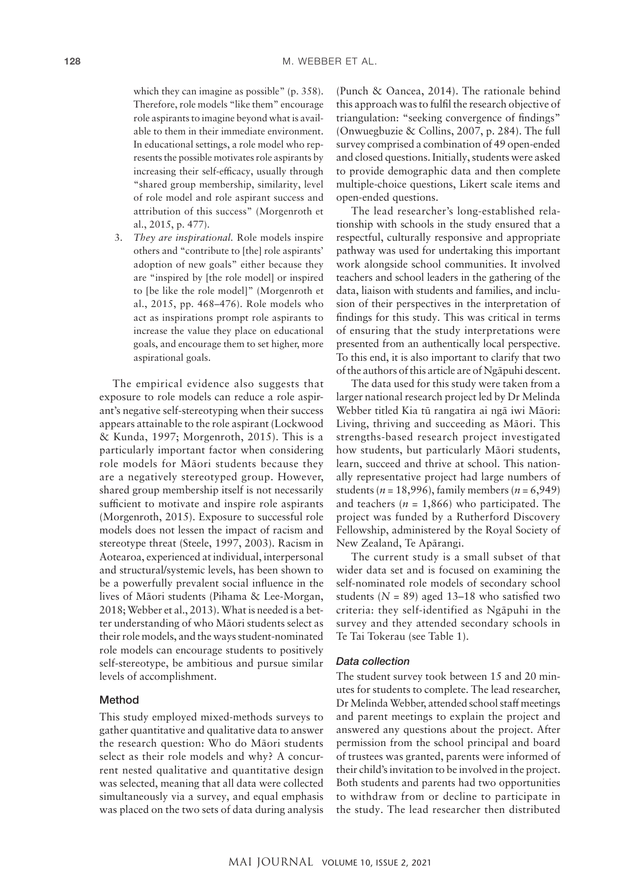which they can imagine as possible" (p. 358). Therefore, role models "like them" encourage role aspirants to imagine beyond what is available to them in their immediate environment. In educational settings, a role model who represents the possible motivates role aspirants by increasing their self-efficacy, usually through "shared group membership, similarity, level of role model and role aspirant success and attribution of this success" (Morgenroth et al., 2015, p. 477).

3. *They are inspirational.* Role models inspire others and "contribute to [the] role aspirants' adoption of new goals" either because they are "inspired by [the role model] or inspired to [be like the role model]" (Morgenroth et al., 2015, pp. 468–476). Role models who act as inspirations prompt role aspirants to increase the value they place on educational goals, and encourage them to set higher, more aspirational goals.

The empirical evidence also suggests that exposure to role models can reduce a role aspirant's negative self-stereotyping when their success appears attainable to the role aspirant (Lockwood & Kunda, 1997; Morgenroth, 2015). This is a particularly important factor when considering role models for Māori students because they are a negatively stereotyped group. However, shared group membership itself is not necessarily sufficient to motivate and inspire role aspirants (Morgenroth, 2015). Exposure to successful role models does not lessen the impact of racism and stereotype threat (Steele, 1997, 2003). Racism in Aotearoa, experienced at individual, interpersonal and structural/systemic levels, has been shown to be a powerfully prevalent social influence in the lives of Māori students (Pihama & Lee-Morgan, 2018; Webber et al., 2013). What is needed is a better understanding of who Māori students select as their role models, and the ways student-nominated role models can encourage students to positively self-stereotype, be ambitious and pursue similar levels of accomplishment.

## Method

This study employed mixed-methods surveys to gather quantitative and qualitative data to answer the research question: Who do Māori students select as their role models and why? A concurrent nested qualitative and quantitative design was selected, meaning that all data were collected simultaneously via a survey, and equal emphasis was placed on the two sets of data during analysis (Punch & Oancea, 2014). The rationale behind this approach was to fulfil the research objective of triangulation: "seeking convergence of findings" (Onwuegbuzie & Collins, 2007, p. 284). The full survey comprised a combination of 49 open-ended and closed questions. Initially, students were asked to provide demographic data and then complete multiple-choice questions, Likert scale items and open-ended questions.

The lead researcher's long-established relationship with schools in the study ensured that a respectful, culturally responsive and appropriate pathway was used for undertaking this important work alongside school communities. It involved teachers and school leaders in the gathering of the data, liaison with students and families, and inclusion of their perspectives in the interpretation of findings for this study. This was critical in terms of ensuring that the study interpretations were presented from an authentically local perspective. To this end, it is also important to clarify that two of the authors of this article are of Ngāpuhi descent.

The data used for this study were taken from a larger national research project led by Dr Melinda Webber titled Kia tū rangatira ai ngā iwi Māori: Living, thriving and succeeding as Māori. This strengths-based research project investigated how students, but particularly Māori students, learn, succeed and thrive at school. This nationally representative project had large numbers of students ($n$ = 18,996), family members ($n$ = 6,949) and teachers ($n$ = 1,866) who participated. The project was funded by a Rutherford Discovery Fellowship, administered by the Royal Society of New Zealand, Te Apārangi.

The current study is a small subset of that wider data set and is focused on examining the self-nominated role models of secondary school students ($N$ = 89) aged 13–18 who satisfied two criteria: they self-identified as Ngāpuhi in the survey and they attended secondary schools in Te Tai Tokerau (see Table 1).

### Data collection

The student survey took between 15 and 20 minutes for students to complete. The lead researcher, Dr Melinda Webber, attended school staff meetings and parent meetings to explain the project and answered any questions about the project. After permission from the school principal and board of trustees was granted, parents were informed of their child's invitation to be involved in the project. Both students and parents had two opportunities to withdraw from or decline to participate in the study. The lead researcher then distributed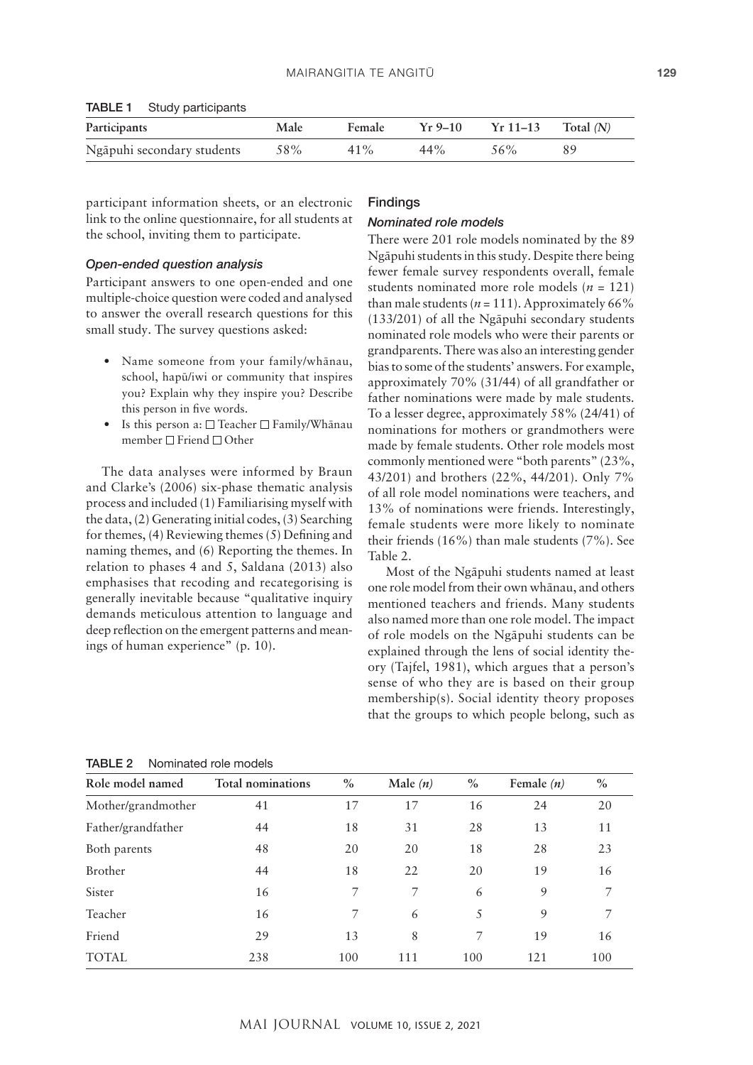TABLE 1 Study participants

| Participants | Male | Female | Yr 9–10 | Yr 11–13 | Total (N) |
|---|---|---|---|---|---|
| Ngāpuhi secondary students | 58% | 41% | 44% | 56% | 89 |

participant information sheets, or an electronic link to the online questionnaire, for all students at the school, inviting them to participate.

### *Open-ended question analysis*

Participant answers to one open-ended and one multiple-choice question were coded and analysed to answer the overall research questions for this small study. The survey questions asked:

- Name someone from your family/whānau, school, hapū/iwi or community that inspires you? Explain why they inspire you? Describe this person in five words.
- Is this person a: ☐ Teacher ☐ Family/Whānau member ☐ Friend ☐ Other

The data analyses were informed by Braun and Clarke's (2006) six-phase thematic analysis process and included (1) Familiarising myself with the data, (2) Generating initial codes, (3) Searching for themes, (4) Reviewing themes (5) Defining and naming themes, and (6) Reporting the themes. In relation to phases 4 and 5, Saldana (2013) also emphasises that recoding and recategorising is generally inevitable because "qualitative inquiry demands meticulous attention to language and deep reflection on the emergent patterns and meanings of human experience" (p. 10).

## Findings

### *Nominated role models*

There were 201 role models nominated by the 89 Ngāpuhi students in this study. Despite there being fewer female survey respondents overall, female students nominated more role models ($n = 121$) than male students ($n = 111$). Approximately 66% (133/201) of all the Ngāpuhi secondary students nominated role models who were their parents or grandparents. There was also an interesting gender bias to some of the students' answers. For example, approximately 70% (31/44) of all grandfather or father nominations were made by male students. To a lesser degree, approximately 58% (24/41) of nominations for mothers or grandmothers were made by female students. Other role models most commonly mentioned were "both parents" (23%, 43/201) and brothers (22%, 44/201). Only 7% of all role model nominations were teachers, and 13% of nominations were friends. Interestingly, female students were more likely to nominate their friends (16%) than male students (7%). See Table 2.

Most of the Ngāpuhi students named at least one role model from their own whānau, and others mentioned teachers and friends. Many students also named more than one role model. The impact of role models on the Ngāpuhi students can be explained through the lens of social identity theory (Tajfel, 1981), which argues that a person's sense of who they are is based on their group membership(s). Social identity theory proposes that the groups to which people belong, such as

TABLE 2 Nominated role models

| Role model named | Total nominations | % | Male (n) | % | Female (n) | % |
|---|---|---|---|---|---|---|
| Mother/grandmother | 41 | 17 | 17 | 16 | 24 | 20 |
| Father/grandfather | 44 | 18 | 31 | 28 | 13 | 11 |
| Both parents | 48 | 20 | 20 | 18 | 28 | 23 |
| Brother | 44 | 18 | 22 | 20 | 19 | 16 |
| Sister | 16 | 7 | 7 | 6 | 9 | 7 |
| Teacher | 16 | 7 | 6 | 5 | 9 | 7 |
| Friend | 29 | 13 | 8 | 7 | 19 | 16 |
| TOTAL | 238 | 100 | 111 | 100 | 121 | 100 |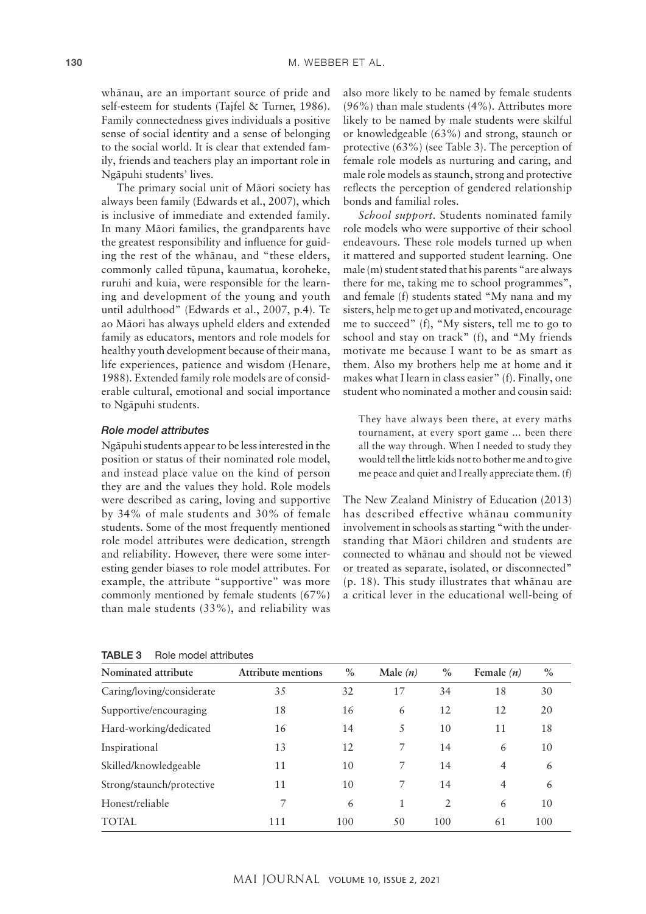whānau, are an important source of pride and self-esteem for students (Tajfel & Turner, 1986). Family connectedness gives individuals a positive sense of social identity and a sense of belonging to the social world. It is clear that extended family, friends and teachers play an important role in Ngāpuhi students' lives.

The primary social unit of Māori society has always been family (Edwards et al., 2007), which is inclusive of immediate and extended family. In many Māori families, the grandparents have the greatest responsibility and influence for guiding the rest of the whānau, and "these elders, commonly called tūpuna, kaumatua, koroheke, ruruhi and kuia, were responsible for the learning and development of the young and youth until adulthood" (Edwards et al., 2007, p.4). Te ao Māori has always upheld elders and extended family as educators, mentors and role models for healthy youth development because of their mana, life experiences, patience and wisdom (Henare, 1988). Extended family role models are of considerable cultural, emotional and social importance to Ngāpuhi students.

### Role model attributes

Ngāpuhi students appear to be less interested in the position or status of their nominated role model, and instead place value on the kind of person they are and the values they hold. Role models were described as caring, loving and supportive by 34% of male students and 30% of female students. Some of the most frequently mentioned role model attributes were dedication, strength and reliability. However, there were some interesting gender biases to role model attributes. For example, the attribute "supportive" was more commonly mentioned by female students (67%) than male students (33%), and reliability was also more likely to be named by female students (96%) than male students (4%). Attributes more likely to be named by male students were skilful or knowledgeable (63%) and strong, staunch or protective (63%) (see Table 3). The perception of female role models as nurturing and caring, and male role models as staunch, strong and protective reflects the perception of gendered relationship bonds and familial roles.

*School support.* Students nominated family role models who were supportive of their school endeavours. These role models turned up when it mattered and supported student learning. One male (m) student stated that his parents "are always there for me, taking me to school programmes", and female (f) students stated "My nana and my sisters, help me to get up and motivated, encourage me to succeed" (f), "My sisters, tell me to go to school and stay on track" (f), and "My friends motivate me because I want to be as smart as them. Also my brothers help me at home and it makes what I learn in class easier" (f). Finally, one student who nominated a mother and cousin said:

> They have always been there, at every maths tournament, at every sport game ... been there all the way through. When I needed to study they would tell the little kids not to bother me and to give me peace and quiet and I really appreciate them. (f)

The New Zealand Ministry of Education (2013) has described effective whānau community involvement in schools as starting "with the understanding that Māori children and students are connected to whānau and should not be viewed or treated as separate, isolated, or disconnected" (p. 18). This study illustrates that whānau are a critical lever in the educational well-being of

**TABLE 3** Role model attributes

| Nominated attribute | Attribute mentions | % | Male (n) | % | Female (n) | % |
|---|---|---|---|---|---|---|
| Caring/loving/considerate | 35 | 32 | 17 | 34 | 18 | 30 |
| Supportive/encouraging | 18 | 16 | 6 | 12 | 12 | 20 |
| Hard-working/dedicated | 16 | 14 | 5 | 10 | 11 | 18 |
| Inspirational | 13 | 12 | 7 | 14 | 6 | 10 |
| Skilled/knowledgeable | 11 | 10 | 7 | 14 | 4 | 6 |
| Strong/staunch/protective | 11 | 10 | 7 | 14 | 4 | 6 |
| Honest/reliable | 7 | 6 | 1 | 2 | 6 | 10 |
| TOTAL | 111 | 100 | 50 | 100 | 61 | 100 |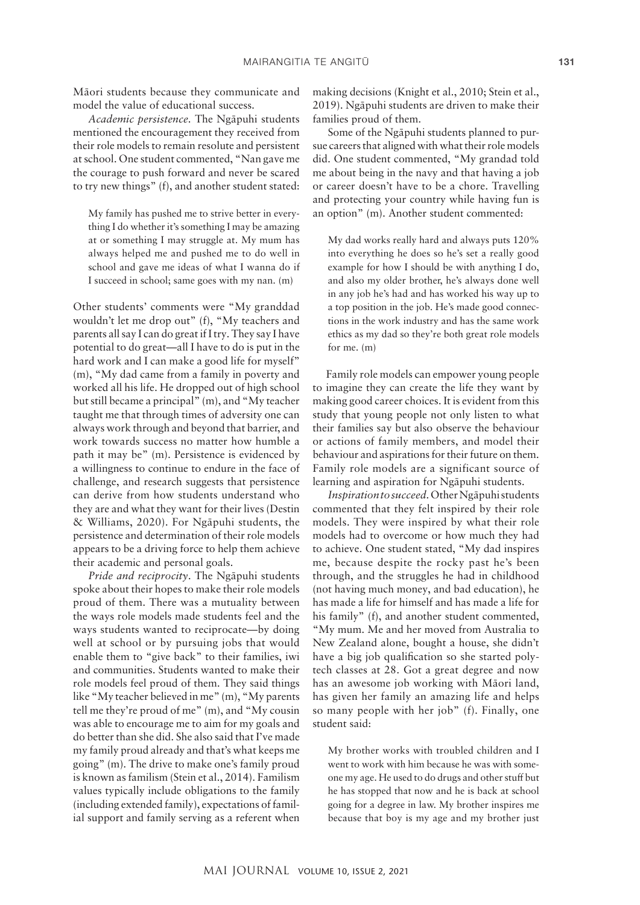Māori students because they communicate and model the value of educational success.

*Academic persistence.* The Ngāpuhi students mentioned the encouragement they received from their role models to remain resolute and persistent at school. One student commented, "Nan gave me the courage to push forward and never be scared to try new things" (f), and another student stated:

> My family has pushed me to strive better in everything I do whether it's something I may be amazing at or something I may struggle at. My mum has always helped me and pushed me to do well in school and gave me ideas of what I wanna do if I succeed in school; same goes with my nan. (m)

Other students' comments were "My granddad wouldn't let me drop out" (f), "My teachers and parents all say I can do great if I try. They say I have potential to do great—all I have to do is put in the hard work and I can make a good life for myself" (m), "My dad came from a family in poverty and worked all his life. He dropped out of high school but still became a principal" (m), and "My teacher taught me that through times of adversity one can always work through and beyond that barrier, and work towards success no matter how humble a path it may be" (m). Persistence is evidenced by a willingness to continue to endure in the face of challenge, and research suggests that persistence can derive from how students understand who they are and what they want for their lives (Destin & Williams, 2020). For Ngāpuhi students, the persistence and determination of their role models appears to be a driving force to help them achieve their academic and personal goals.

*Pride and reciprocity.* The Ngāpuhi students spoke about their hopes to make their role models proud of them. There was a mutuality between the ways role models made students feel and the ways students wanted to reciprocate—by doing well at school or by pursuing jobs that would enable them to "give back" to their families, iwi and communities. Students wanted to make their role models feel proud of them. They said things like "My teacher believed in me" (m), "My parents tell me they're proud of me" (m), and "My cousin was able to encourage me to aim for my goals and do better than she did. She also said that I've made my family proud already and that's what keeps me going" (m). The drive to make one's family proud is known as familism (Stein et al., 2014). Familism values typically include obligations to the family (including extended family), expectations of familial support and family serving as a referent when making decisions (Knight et al., 2010; Stein et al., 2019). Ngāpuhi students are driven to make their families proud of them.

Some of the Ngāpuhi students planned to pursue careers that aligned with what their role models did. One student commented, "My grandad told me about being in the navy and that having a job or career doesn't have to be a chore. Travelling and protecting your country while having fun is an option" (m). Another student commented:

> My dad works really hard and always puts 120% into everything he does so he's set a really good example for how I should be with anything I do, and also my older brother, he's always done well in any job he's had and has worked his way up to a top position in the job. He's made good connections in the work industry and has the same work ethics as my dad so they're both great role models for me. (m)

Family role models can empower young people to imagine they can create the life they want by making good career choices. It is evident from this study that young people not only listen to what their families say but also observe the behaviour or actions of family members, and model their behaviour and aspirations for their future on them. Family role models are a significant source of learning and aspiration for Ngāpuhi students.

*Inspiration to succeed.* Other Ngāpuhi students commented that they felt inspired by their role models. They were inspired by what their role models had to overcome or how much they had to achieve. One student stated, "My dad inspires me, because despite the rocky past he's been through, and the struggles he had in childhood (not having much money, and bad education), he has made a life for himself and has made a life for his family" (f), and another student commented, "My mum. Me and her moved from Australia to New Zealand alone, bought a house, she didn't have a big job qualification so she started polytech classes at 28. Got a great degree and now has an awesome job working with Māori land, has given her family an amazing life and helps so many people with her job" (f). Finally, one student said:

> My brother works with troubled children and I went to work with him because he was with someone my age. He used to do drugs and other stuff but he has stopped that now and he is back at school going for a degree in law. My brother inspires me because that boy is my age and my brother just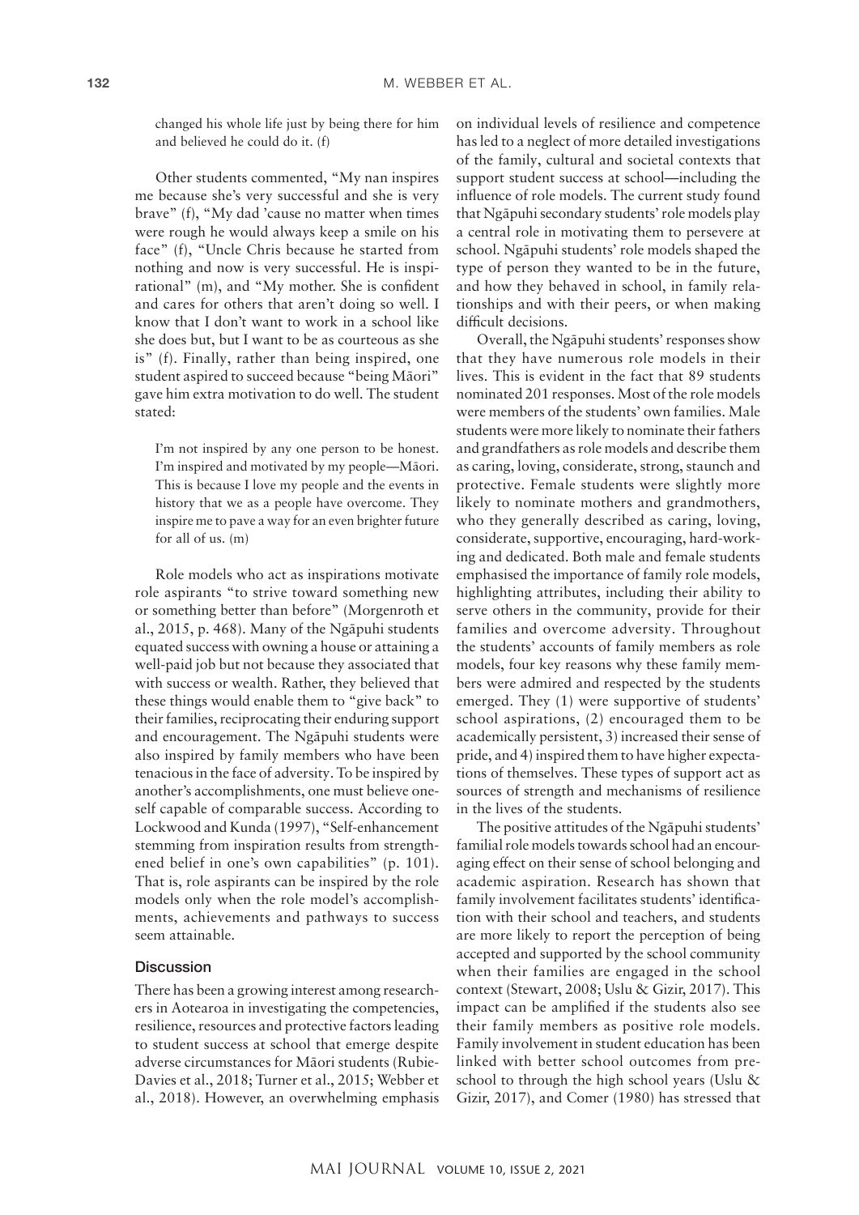changed his whole life just by being there for him and believed he could do it. (f)

Other students commented, "My nan inspires me because she's very successful and she is very brave" (f), "My dad 'cause no matter when times were rough he would always keep a smile on his face" (f), "Uncle Chris because he started from nothing and now is very successful. He is inspirational" (m), and "My mother. She is confident and cares for others that aren't doing so well. I know that I don't want to work in a school like she does but, but I want to be as courteous as she is" (f). Finally, rather than being inspired, one student aspired to succeed because "being Māori" gave him extra motivation to do well. The student stated:

> I'm not inspired by any one person to be honest. I'm inspired and motivated by my people—Māori. This is because I love my people and the events in history that we as a people have overcome. They inspire me to pave a way for an even brighter future for all of us. (m)

Role models who act as inspirations motivate role aspirants "to strive toward something new or something better than before" (Morgenroth et al., 2015, p. 468). Many of the Ngāpuhi students equated success with owning a house or attaining a well-paid job but not because they associated that with success or wealth. Rather, they believed that these things would enable them to "give back" to their families, reciprocating their enduring support and encouragement. The Ngāpuhi students were also inspired by family members who have been tenacious in the face of adversity. To be inspired by another's accomplishments, one must believe oneself capable of comparable success. According to Lockwood and Kunda (1997), "Self-enhancement stemming from inspiration results from strengthened belief in one's own capabilities" (p. 101). That is, role aspirants can be inspired by the role models only when the role model's accomplishments, achievements and pathways to success seem attainable.

### Discussion

There has been a growing interest among researchers in Aotearoa in investigating the competencies, resilience, resources and protective factors leading to student success at school that emerge despite adverse circumstances for Māori students (Rubie-Davies et al., 2018; Turner et al., 2015; Webber et al., 2018). However, an overwhelming emphasis on individual levels of resilience and competence has led to a neglect of more detailed investigations of the family, cultural and societal contexts that support student success at school—including the influence of role models. The current study found that Ngāpuhi secondary students' role models play a central role in motivating them to persevere at school. Ngāpuhi students' role models shaped the type of person they wanted to be in the future, and how they behaved in school, in family relationships and with their peers, or when making difficult decisions.

Overall, the Ngāpuhi students' responses show that they have numerous role models in their lives. This is evident in the fact that 89 students nominated 201 responses. Most of the role models were members of the students' own families. Male students were more likely to nominate their fathers and grandfathers as role models and describe them as caring, loving, considerate, strong, staunch and protective. Female students were slightly more likely to nominate mothers and grandmothers, who they generally described as caring, loving, considerate, supportive, encouraging, hard-working and dedicated. Both male and female students emphasised the importance of family role models, highlighting attributes, including their ability to serve others in the community, provide for their families and overcome adversity. Throughout the students' accounts of family members as role models, four key reasons why these family members were admired and respected by the students emerged. They (1) were supportive of students' school aspirations, (2) encouraged them to be academically persistent, 3) increased their sense of pride, and 4) inspired them to have higher expectations of themselves. These types of support act as sources of strength and mechanisms of resilience in the lives of the students.

The positive attitudes of the Ngāpuhi students' familial role models towards school had an encouraging effect on their sense of school belonging and academic aspiration. Research has shown that family involvement facilitates students' identification with their school and teachers, and students are more likely to report the perception of being accepted and supported by the school community when their families are engaged in the school context (Stewart, 2008; Uslu & Gizir, 2017). This impact can be amplified if the students also see their family members as positive role models. Family involvement in student education has been linked with better school outcomes from preschool to through the high school years (Uslu & Gizir, 2017), and Comer (1980) has stressed that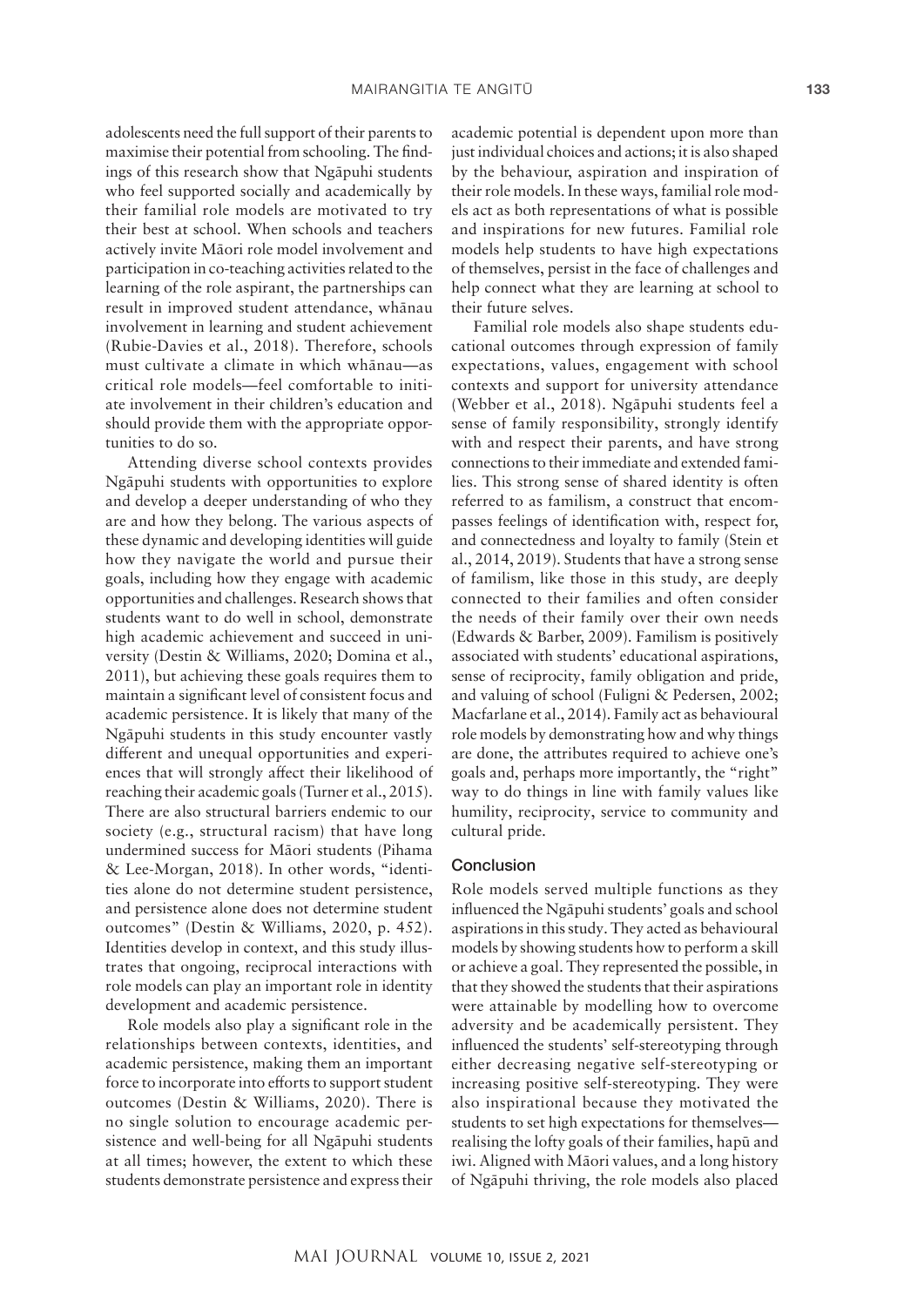adolescents need the full support of their parents to maximise their potential from schooling. The findings of this research show that Ngāpuhi students who feel supported socially and academically by their familial role models are motivated to try their best at school. When schools and teachers actively invite Māori role model involvement and participation in co-teaching activities related to the learning of the role aspirant, the partnerships can result in improved student attendance, whānau involvement in learning and student achievement (Rubie-Davies et al., 2018). Therefore, schools must cultivate a climate in which whānau—as critical role models—feel comfortable to initiate involvement in their children's education and should provide them with the appropriate opportunities to do so.

Attending diverse school contexts provides Ngāpuhi students with opportunities to explore and develop a deeper understanding of who they are and how they belong. The various aspects of these dynamic and developing identities will guide how they navigate the world and pursue their goals, including how they engage with academic opportunities and challenges. Research shows that students want to do well in school, demonstrate high academic achievement and succeed in university (Destin & Williams, 2020; Domina et al., 2011), but achieving these goals requires them to maintain a significant level of consistent focus and academic persistence. It is likely that many of the Ngāpuhi students in this study encounter vastly different and unequal opportunities and experiences that will strongly affect their likelihood of reaching their academic goals (Turner et al., 2015). There are also structural barriers endemic to our society (e.g., structural racism) that have long undermined success for Māori students (Pihama & Lee-Morgan, 2018). In other words, "identities alone do not determine student persistence, and persistence alone does not determine student outcomes" (Destin & Williams, 2020, p. 452). Identities develop in context, and this study illustrates that ongoing, reciprocal interactions with role models can play an important role in identity development and academic persistence.

Role models also play a significant role in the relationships between contexts, identities, and academic persistence, making them an important force to incorporate into efforts to support student outcomes (Destin & Williams, 2020). There is no single solution to encourage academic persistence and well-being for all Ngāpuhi students at all times; however, the extent to which these students demonstrate persistence and express their academic potential is dependent upon more than just individual choices and actions; it is also shaped by the behaviour, aspiration and inspiration of their role models. In these ways, familial role models act as both representations of what is possible and inspirations for new futures. Familial role models help students to have high expectations of themselves, persist in the face of challenges and help connect what they are learning at school to their future selves.

Familial role models also shape students educational outcomes through expression of family expectations, values, engagement with school contexts and support for university attendance (Webber et al., 2018). Ngāpuhi students feel a sense of family responsibility, strongly identify with and respect their parents, and have strong connections to their immediate and extended families. This strong sense of shared identity is often referred to as familism, a construct that encompasses feelings of identification with, respect for, and connectedness and loyalty to family (Stein et al., 2014, 2019). Students that have a strong sense of familism, like those in this study, are deeply connected to their families and often consider the needs of their family over their own needs (Edwards & Barber, 2009). Familism is positively associated with students' educational aspirations, sense of reciprocity, family obligation and pride, and valuing of school (Fuligni & Pedersen, 2002; Macfarlane et al., 2014). Family act as behavioural role models by demonstrating how and why things are done, the attributes required to achieve one's goals and, perhaps more importantly, the "right" way to do things in line with family values like humility, reciprocity, service to community and cultural pride.

## Conclusion

Role models served multiple functions as they influenced the Ngāpuhi students' goals and school aspirations in this study. They acted as behavioural models by showing students how to perform a skill or achieve a goal. They represented the possible, in that they showed the students that their aspirations were attainable by modelling how to overcome adversity and be academically persistent. They influenced the students' self-stereotyping through either decreasing negative self-stereotyping or increasing positive self-stereotyping. They were also inspirational because they motivated the students to set high expectations for themselves—realising the lofty goals of their families, hapū and iwi. Aligned with Māori values, and a long history of Ngāpuhi thriving, the role models also placed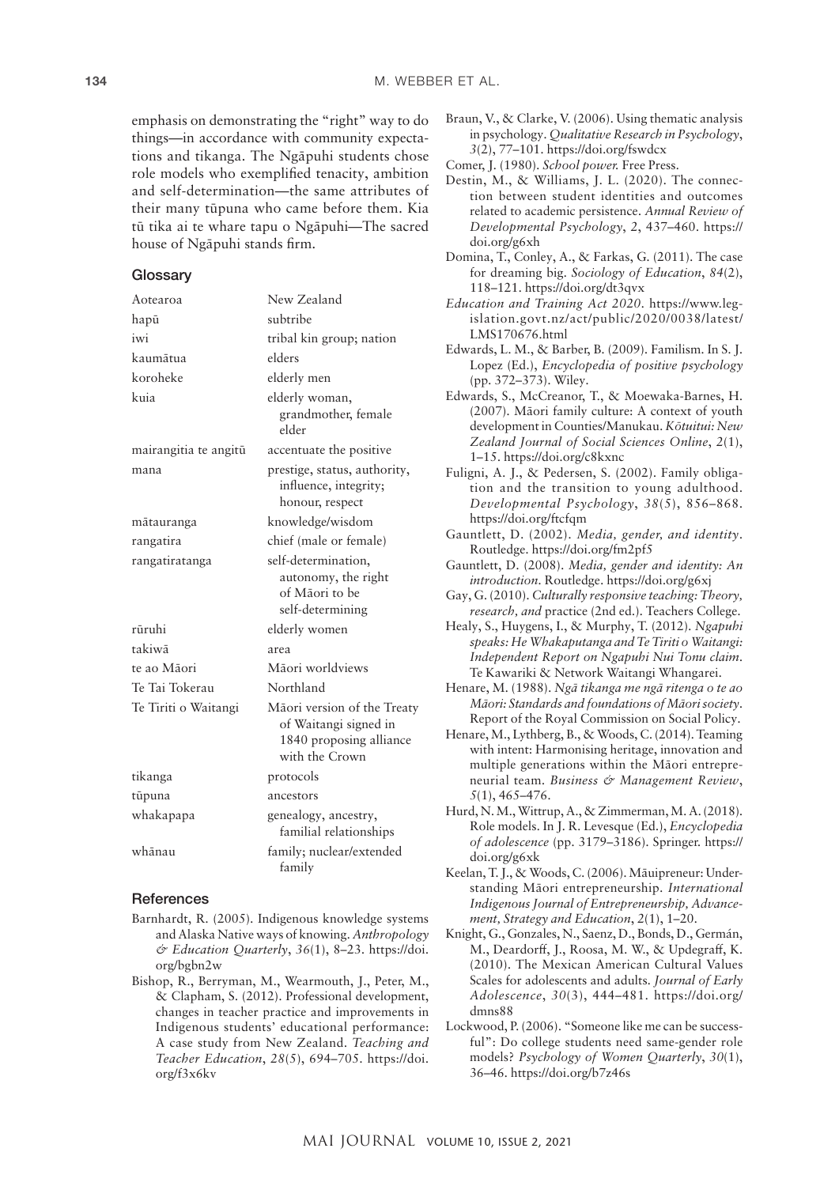emphasis on demonstrating the "right" way to do things—in accordance with community expectations and tikanga. The Ngāpuhi students chose role models who exemplified tenacity, ambition and self-determination—the same attributes of their many tūpuna who came before them. Kia tū tika ai te whare tapu o Ngāpuhi—The sacred house of Ngāpuhi stands firm.

## Glossary

| | |
|---|---|
| Aotearoa | New Zealand |
| hapū | subtribe |
| iwi | tribal kin group; nation |
| kaumātua | elders |
| koroheke | elderly men |
| kuia | elderly woman, grandmother, female elder |
| mairangitia te angitū | accentuate the positive |
| mana | prestige, status, authority, influence, integrity; honour, respect |
| mātauranga | knowledge/wisdom |
| rangatira | chief (male or female) |
| rangatiratanga | self-determination, autonomy, the right of Māori to be self-determining |
| rūruhi | elderly women |
| takiwā | area |
| te ao Māori | Māori worldviews |
| Te Tai Tokerau | Northland |
| Te Tiriti o Waitangi | Māori version of the Treaty of Waitangi signed in 1840 proposing alliance with the Crown |
| tikanga | protocols |
| tūpuna | ancestors |
| whakapapa | genealogy, ancestry, familial relationships |
| whānau | family; nuclear/extended family |

## References

Barnhardt, R. (2005). Indigenous knowledge systems and Alaska Native ways of knowing. *Anthropology & Education Quarterly*, *36*(1), 8–23. https://doi.org/bgbn2w

Bishop, R., Berryman, M., Wearmouth, J., Peter, M., & Clapham, S. (2012). Professional development, changes in teacher practice and improvements in Indigenous students' educational performance: A case study from New Zealand. *Teaching and Teacher Education*, *28*(5), 694–705. https://doi.org/f3x6kv

Braun, V., & Clarke, V. (2006). Using thematic analysis in psychology. *Qualitative Research in Psychology*, *3*(2), 77–101. https://doi.org/fswdcx

Comer, J. (1980). *School power.* Free Press.

Destin, M., & Williams, J. L. (2020). The connection between student identities and outcomes related to academic persistence. *Annual Review of Developmental Psychology*, *2*, 437–460. https://doi.org/g6xh

Domina, T., Conley, A., & Farkas, G. (2011). The case for dreaming big. *Sociology of Education*, *84*(2), 118–121. https://doi.org/dt3qvx

*Education and Training Act 2020*. https://www.legislation.govt.nz/act/public/2020/0038/latest/LMS170676.html

Edwards, L. M., & Barber, B. (2009). Familism. In S. J. Lopez (Ed.), *Encyclopedia of positive psychology* (pp. 372–373). Wiley.

Edwards, S., McCreanor, T., & Moewaka-Barnes, H. (2007). Māori family culture: A context of youth development in Counties/Manukau. *Kōtuitui: New Zealand Journal of Social Sciences Online*, *2*(1), 1–15. https://doi.org/c8kxnc

Fuligni, A. J., & Pedersen, S. (2002). Family obligation and the transition to young adulthood. *Developmental Psychology*, *38*(5), 856–868. https://doi.org/ftcfqm

Gauntlett, D. (2002). *Media, gender, and identity*. Routledge. https://doi.org/fm2pf5

Gauntlett, D. (2008). *Media, gender and identity: An introduction.* Routledge. https://doi.org/g6xj

Gay, G. (2010). *Culturally responsive teaching: Theory, research, and* practice (2nd ed.). Teachers College.

Healy, S., Huygens, I., & Murphy, T. (2012). *Ngapuhi speaks: He Whakaputanga and Te Tiriti o Waitangi: Independent Report on Ngapuhi Nui Tonu claim*. Te Kawariki & Network Waitangi Whangarei.

Henare, M. (1988). *Ngā tikanga me ngā ritenga o te ao Māori: Standards and foundations of Māori society*. Report of the Royal Commission on Social Policy.

Henare, M., Lythberg, B., & Woods, C. (2014). Teaming with intent: Harmonising heritage, innovation and multiple generations within the Māori entrepreneurial team. *Business & Management Review*, *5*(1), 465–476.

Hurd, N. M., Wittrup, A., & Zimmerman, M. A. (2018). Role models. In J. R. Levesque (Ed.), *Encyclopedia of adolescence* (pp. 3179–3186). Springer. https://doi.org/g6xk

Keelan, T. J., & Woods, C. (2006). Māuipreneur: Understanding Māori entrepreneurship. *International Indigenous Journal of Entrepreneurship, Advancement, Strategy and Education*, *2*(1), 1–20.

Knight, G., Gonzales, N., Saenz, D., Bonds, D., Germán, M., Deardorff, J., Roosa, M. W., & Updegraff, K. (2010). The Mexican American Cultural Values Scales for adolescents and adults. *Journal of Early Adolescence*, *30*(3), 444–481. https://doi.org/dmns88

Lockwood, P. (2006). "Someone like me can be successful": Do college students need same-gender role models? *Psychology of Women Quarterly*, *30*(1), 36–46. https://doi.org/b7z46s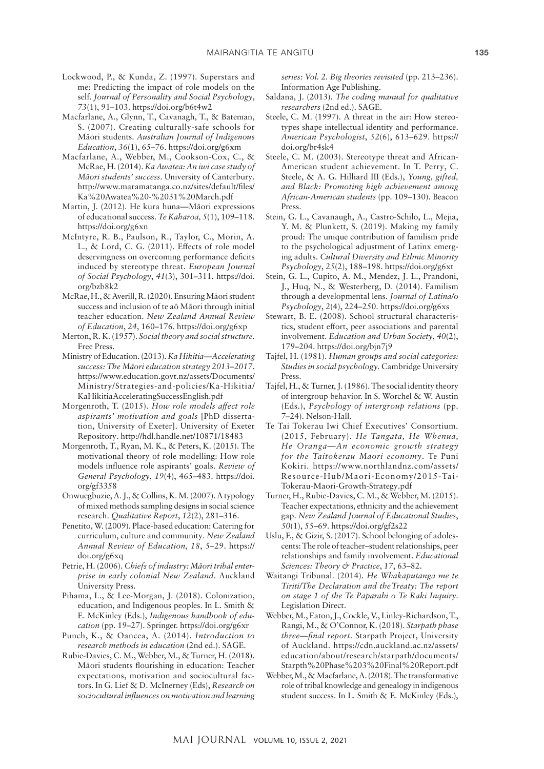Lockwood, P., & Kunda, Z. (1997). Superstars and me: Predicting the impact of role models on the self. *Journal of Personality and Social Psychology*, *73*(1), 91–103. https://doi.org/b6t4w2

Macfarlane, A., Glynn, T., Cavanagh, T., & Bateman, S. (2007). Creating culturally-safe schools for Māori students. *Australian Journal of Indigenous Education*, *36*(1), 65–76. https://doi.org/g6xm

Macfarlane, A., Webber, M., Cookson-Cox, C., & McRae, H. (2014). *Ka Awatea: An iwi case study of Māori students' success*. University of Canterbury. http://www.maramatanga.co.nz/sites/default/files/Ka%20Awatea%20-%2031%20March.pdf

Martin, J. (2012). He kura huna—Māori expressions of educational success. *Te Kaharoa, 5*(1), 109–118. https://doi.org/g6xn

McIntyre, R. B., Paulson, R., Taylor, C., Morin, A. L., & Lord, C. G. (2011). Effects of role model deservingness on overcoming performance deficits induced by stereotype threat. *European Journal of Social Psychology*, *41*(3), 301–311. https://doi.org/bzb8k2

McRae, H., & Averill, R. (2020). Ensuring Māori student success and inclusion of te aō Māori through initial teacher education. *New Zealand Annual Review of Education*, *24*, 160–176. https://doi.org/g6xp

Merton, R. K. (1957). *Social theory and social structure*. Free Press.

Ministry of Education. (2013). *Ka Hikitia—Accelerating success: The Māori education strategy 2013–2017*. https://www.education.govt.nz/assets/Documents/Ministry/Strategies-and-policies/Ka-Hikitia/KaHikitiaAcceleratingSuccessEnglish.pdf

Morgenroth, T. (2015). *How role models affect role aspirants' motivation and goals* [PhD dissertation, University of Exeter]. University of Exeter Repository. http://hdl.handle.net/10871/18483

Morgenroth, T., Ryan, M. K., & Peters, K. (2015). The motivational theory of role modelling: How role models influence role aspirants' goals. *Review of General Psychology*, *19*(4), 465–483. https://doi.org/gf3358

Onwuegbuzie, A. J., & Collins, K. M. (2007). A typology of mixed methods sampling designs in social science research. *Qualitative Report*, *12*(2), 281–316.

Penetito, W. (2009). Place-based education: Catering for curriculum, culture and community. *New Zealand Annual Review of Education*, *18*, 5–29. https://doi.org/g6xq

Petrie, H. (2006). *Chiefs of industry: Māori tribal enterprise in early colonial New Zealand*. Auckland University Press.

Pihama, L., & Lee-Morgan, J. (2018). Colonization, education, and Indigenous peoples. In L. Smith & E. McKinley (Eds.), *Indigenous handbook of education* (pp. 19–27). Springer. https://doi.org/g6xr

Punch, K., & Oancea, A. (2014). *Introduction to research methods in education* (2nd ed.). SAGE.

Rubie-Davies, C. M., Webber, M., & Turner, H. (2018). Māori students flourishing in education: Teacher expectations, motivation and sociocultural factors. In G. Lief & D. McInerney (Eds), *Research on sociocultural influences on motivation and learning series: Vol. 2. Big theories revisited* (pp. 213–236). Information Age Publishing.

Saldana, J. (2013). *The coding manual for qualitative researchers* (2nd ed.). SAGE.

Steele, C. M. (1997). A threat in the air: How stereotypes shape intellectual identity and performance. *American Psychologist*, *52*(6), 613–629. https://doi.org/br4sk4

Steele, C. M. (2003). Stereotype threat and African-American student achievement. In T. Perry, C. Steele, & A. G. Hilliard III (Eds.), *Young, gifted, and Black: Promoting high achievement among African-American students* (pp. 109–130). Beacon Press.

Stein, G. L., Cavanaugh, A., Castro-Schilo, L., Mejia, Y. M. & Plunkett, S. (2019). Making my family proud: The unique contribution of familism pride to the psychological adjustment of Latinx emerging adults. *Cultural Diversity and Ethnic Minority Psychology*, *25*(2), 188–198. https://doi.org/g6xt

Stein, G. L., Cupito, A. M., Mendez, J. L., Prandoni, J., Huq, N., & Westerberg, D. (2014). Familism through a developmental lens. *Journal of Latina/o Psychology*, *2*(4), 224–250. https://doi.org/g6xs

Stewart, B. E. (2008). School structural characteristics, student effort, peer associations and parental involvement. *Education and Urban Society*, *40*(2), 179–204. https://doi.org/bjn7j9

Tajfel, H. (1981). *Human groups and social categories: Studies in social psychology*. Cambridge University Press.

Tajfel, H., & Turner, J. (1986). The social identity theory of intergroup behavior. In S. Worchel & W. Austin (Eds.), *Psychology of intergroup relations* (pp. 7–24). Nelson-Hall.

Te Tai Tokerau Iwi Chief Executives' Consortium. (2015, February). *He Tangata, He Whenua, He Oranga—An economic growth strategy for the Taitokerau Maori economy*. Te Puni Kokiri. https://www.northlandnz.com/assets/Resource-Hub/Maori-Economy/2015-Tai-Tokerau-Maori-Growth-Strategy.pdf

Turner, H., Rubie-Davies, C. M., Webber, M. (2015). Teacher expectations, ethnicity and the achievement gap. *New Zealand Journal of Educational Studies*, *50*(1), 55–69. https://doi.org/gf2s22

Uslu, F., & Gizir, S. (2017). School belonging of adolescents: The role of teacher–student relationships, peer relationships and family involvement. *Educational Sciences: Theory & Practice*, *17*, 63–82.

Waitangi Tribunal. (2014). *He Whakaputanga me te Tiriti/The Declaration and the Treaty: The report on stage 1 of the Te Paparahi o Te Raki Inquiry*. Legislation Direct.

Webber, M., Eaton, J., Cockle, V., Linley-Richardson, T., Rangi, M., & O'Connor, K. (2018). *Starpath phase three—final report*. Starpath Project, University of Auckland. https://cdn.auckland.ac.nz/assets/education/about/research/starpath/documents/Starpth%20Phase%203%20Final%20Report.pdf

Webber, M., & Macfarlane, A. (2018). The transformative role of tribal knowledge and genealogy in indigenous student success. In L. Smith & E. McKinley (Eds.),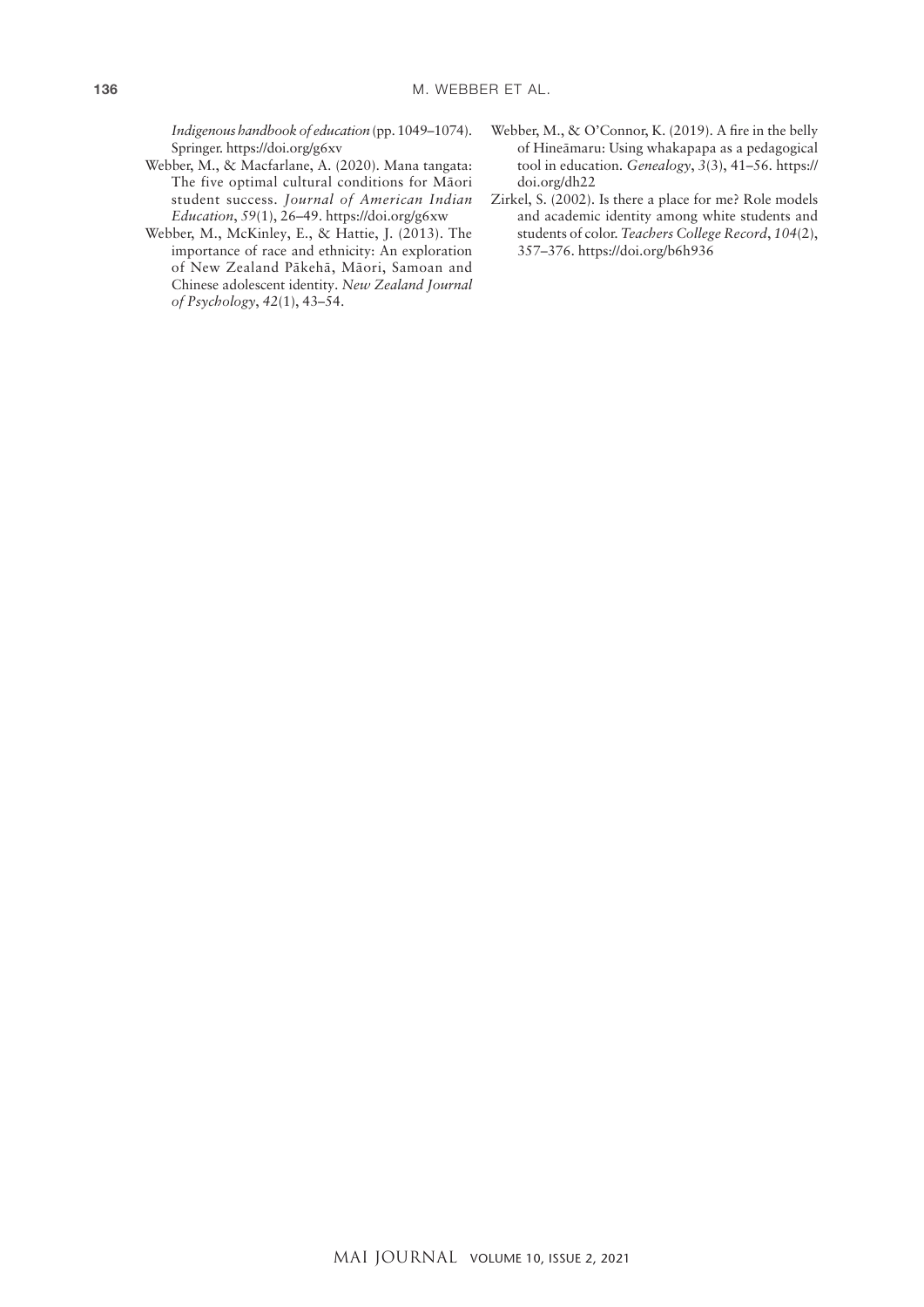*Indigenous handbook of education* (pp. 1049–1074). Springer. https://doi.org/g6xv

Webber, M., & Macfarlane, A. (2020). Mana tangata: The five optimal cultural conditions for Māori student success. *Journal of American Indian Education*, *59*(1), 26–49. https://doi.org/g6xw

Webber, M., McKinley, E., & Hattie, J. (2013). The importance of race and ethnicity: An exploration of New Zealand Pākehā, Māori, Samoan and Chinese adolescent identity. *New Zealand Journal of Psychology*, *42*(1), 43–54.

Webber, M., & O'Connor, K. (2019). A fire in the belly of Hineāmaru: Using whakapapa as a pedagogical tool in education. *Genealogy*, *3*(3), 41–56. https://doi.org/dh22

Zirkel, S. (2002). Is there a place for me? Role models and academic identity among white students and students of color. *Teachers College Record*, *104*(2), 357–376. https://doi.org/b6h936